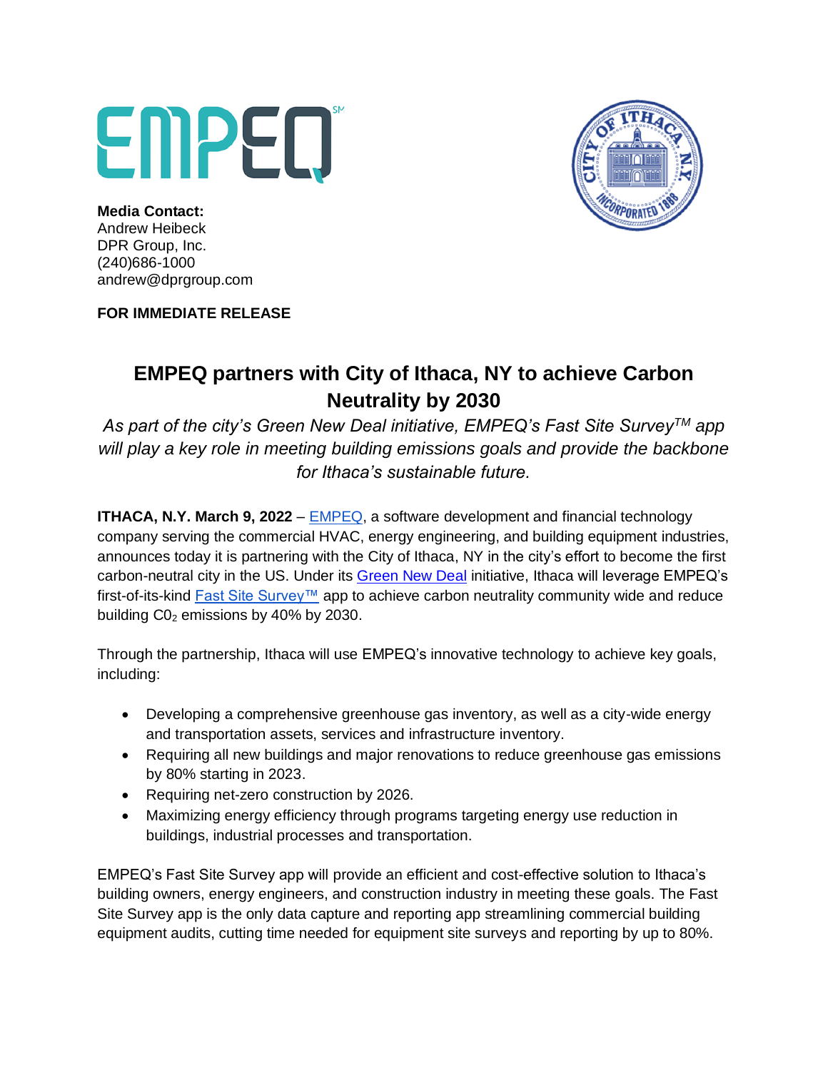**Media Contact:**
Andrew Heibeck
DPR Group, Inc.
(240)686-1000
andrew@dprgroup.com

**FOR IMMEDIATE RELEASE**

# EMPEQ partners with City of Ithaca, NY to achieve Carbon Neutrality by 2030

*As part of the city's Green New Deal initiative, EMPEQ's Fast Site Survey™ app will play a key role in meeting building emissions goals and provide the backbone for Ithaca's sustainable future.*

**ITHACA, N.Y. March 9, 2022** – EMPEQ, a software development and financial technology company serving the commercial HVAC, energy engineering, and building equipment industries, announces today it is partnering with the City of Ithaca, NY in the city's effort to become the first carbon-neutral city in the US. Under its Green New Deal initiative, Ithaca will leverage EMPEQ's first-of-its-kind Fast Site Survey™ app to achieve carbon neutrality community wide and reduce building $C0_2$ emissions by 40% by 2030.

Through the partnership, Ithaca will use EMPEQ's innovative technology to achieve key goals, including:

- Developing a comprehensive greenhouse gas inventory, as well as a city-wide energy and transportation assets, services and infrastructure inventory.
- Requiring all new buildings and major renovations to reduce greenhouse gas emissions by 80% starting in 2023.
- Requiring net-zero construction by 2026.
- Maximizing energy efficiency through programs targeting energy use reduction in buildings, industrial processes and transportation.

EMPEQ's Fast Site Survey app will provide an efficient and cost-effective solution to Ithaca's building owners, energy engineers, and construction industry in meeting these goals. The Fast Site Survey app is the only data capture and reporting app streamlining commercial building equipment audits, cutting time needed for equipment site surveys and reporting by up to 80%.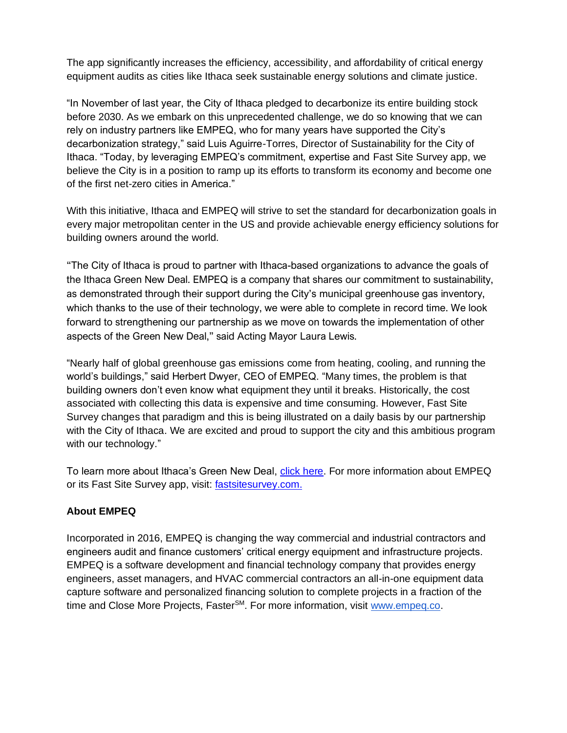The app significantly increases the efficiency, accessibility, and affordability of critical energy equipment audits as cities like Ithaca seek sustainable energy solutions and climate justice.

“In November of last year, the City of Ithaca pledged to decarbonize its entire building stock before 2030. As we embark on this unprecedented challenge, we do so knowing that we can rely on industry partners like EMPEQ, who for many years have supported the City’s decarbonization strategy,” said Luis Aguirre-Torres, Director of Sustainability for the City of Ithaca. “Today, by leveraging EMPEQ’s commitment, expertise and Fast Site Survey app, we believe the City is in a position to ramp up its efforts to transform its economy and become one of the first net-zero cities in America.”

With this initiative, Ithaca and EMPEQ will strive to set the standard for decarbonization goals in every major metropolitan center in the US and provide achievable energy efficiency solutions for building owners around the world.

“The City of Ithaca is proud to partner with Ithaca-based organizations to advance the goals of the Ithaca Green New Deal. EMPEQ is a company that shares our commitment to sustainability, as demonstrated through their support during the City’s municipal greenhouse gas inventory, which thanks to the use of their technology, we were able to complete in record time. We look forward to strengthening our partnership as we move on towards the implementation of other aspects of the Green New Deal,” said Acting Mayor Laura Lewis.

“Nearly half of global greenhouse gas emissions come from heating, cooling, and running the world’s buildings,” said Herbert Dwyer, CEO of EMPEQ. “Many times, the problem is that building owners don’t even know what equipment they until it breaks. Historically, the cost associated with collecting this data is expensive and time consuming. However, Fast Site Survey changes that paradigm and this is being illustrated on a daily basis by our partnership with the City of Ithaca. We are excited and proud to support the city and this ambitious program with our technology.”

To learn more about Ithaca’s Green New Deal, click here. For more information about EMPEQ or its Fast Site Survey app, visit: fastsitesurvey.com.

**About EMPEQ**

Incorporated in 2016, EMPEQ is changing the way commercial and industrial contractors and engineers audit and finance customers’ critical energy equipment and infrastructure projects. EMPEQ is a software development and financial technology company that provides energy engineers, asset managers, and HVAC commercial contractors an all-in-one equipment data capture software and personalized financing solution to complete projects in a fraction of the time and Close More Projects, Faster℠. For more information, visit www.empeq.co.